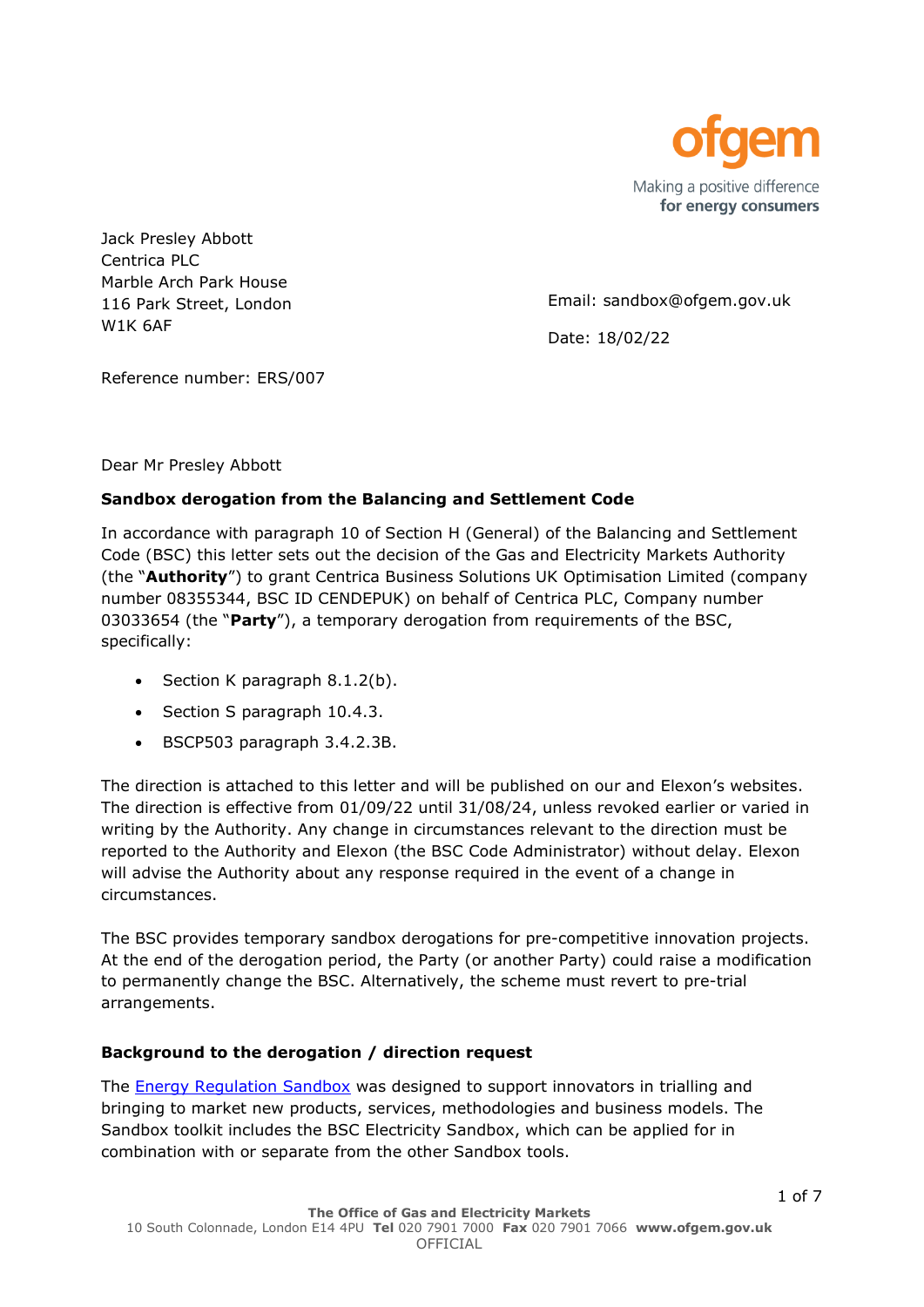ofgem

Making a positive difference
for energy consumers

Jack Presley Abbott
Centrica PLC
Marble Arch Park House
116 Park Street, London
W1K 6AF

Email: sandbox@ofgem.gov.uk

Date: 18/02/22

Reference number: ERS/007

Dear Mr Presley Abbott

**Sandbox derogation from the Balancing and Settlement Code**

In accordance with paragraph 10 of Section H (General) of the Balancing and Settlement Code (BSC) this letter sets out the decision of the Gas and Electricity Markets Authority (the "**Authority**") to grant Centrica Business Solutions UK Optimisation Limited (company number 08355344, BSC ID CENDEPUK) on behalf of Centrica PLC, Company number 03033654 (the "**Party**"), a temporary derogation from requirements of the BSC, specifically:

- Section K paragraph 8.1.2(b).
- Section S paragraph 10.4.3.
- BSCP503 paragraph 3.4.2.3B.

The direction is attached to this letter and will be published on our and Elexon's websites. The direction is effective from 01/09/22 until 31/08/24, unless revoked earlier or varied in writing by the Authority. Any change in circumstances relevant to the direction must be reported to the Authority and Elexon (the BSC Code Administrator) without delay. Elexon will advise the Authority about any response required in the event of a change in circumstances.

The BSC provides temporary sandbox derogations for pre-competitive innovation projects. At the end of the derogation period, the Party (or another Party) could raise a modification to permanently change the BSC. Alternatively, the scheme must revert to pre-trial arrangements.

**Background to the derogation / direction request**

The Energy Regulation Sandbox was designed to support innovators in trialling and bringing to market new products, services, methodologies and business models. The Sandbox toolkit includes the BSC Electricity Sandbox, which can be applied for in combination with or separate from the other Sandbox tools.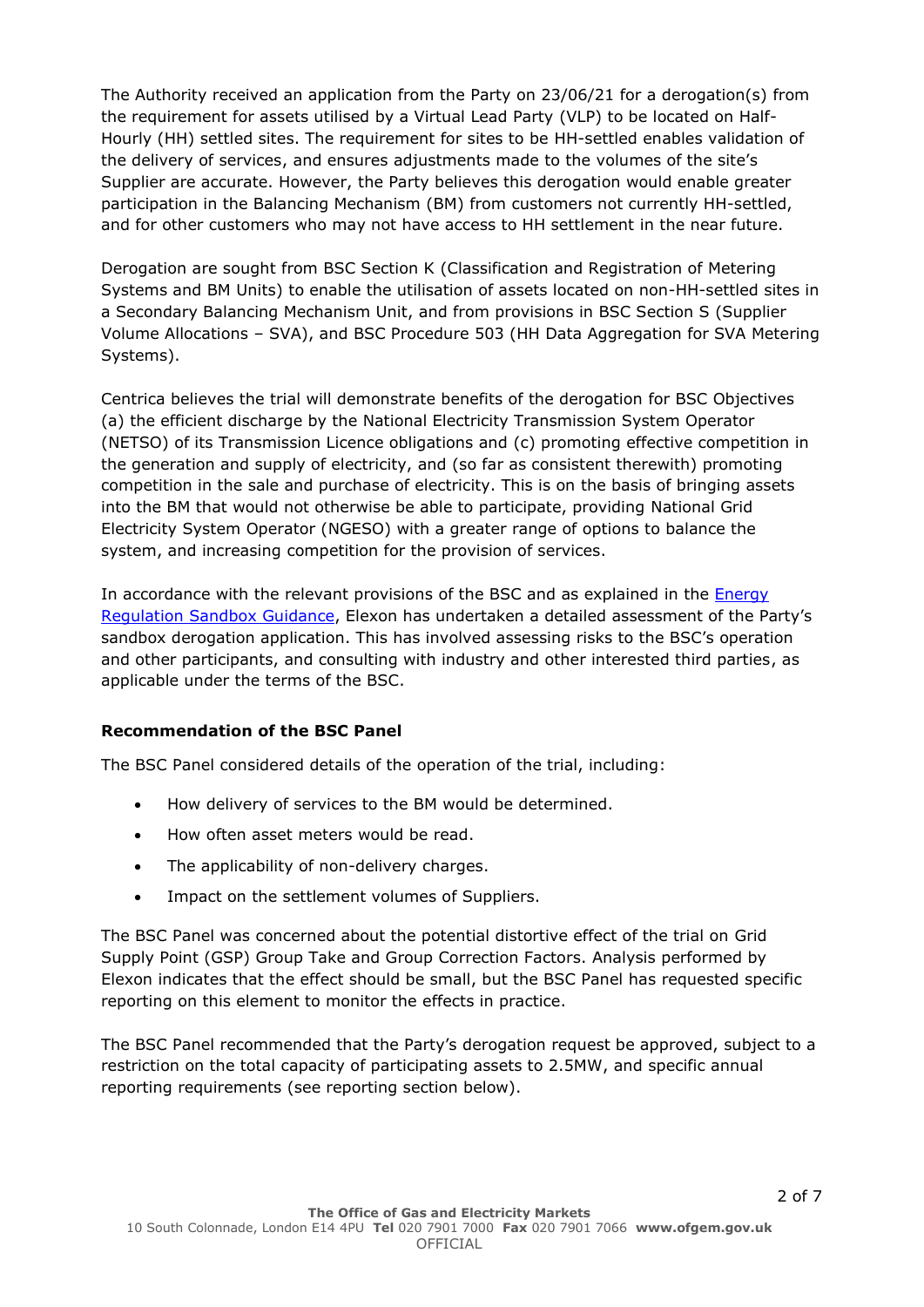The Authority received an application from the Party on 23/06/21 for a derogation(s) from the requirement for assets utilised by a Virtual Lead Party (VLP) to be located on Half-Hourly (HH) settled sites. The requirement for sites to be HH-settled enables validation of the delivery of services, and ensures adjustments made to the volumes of the site's Supplier are accurate. However, the Party believes this derogation would enable greater participation in the Balancing Mechanism (BM) from customers not currently HH-settled, and for other customers who may not have access to HH settlement in the near future.

Derogation are sought from BSC Section K (Classification and Registration of Metering Systems and BM Units) to enable the utilisation of assets located on non-HH-settled sites in a Secondary Balancing Mechanism Unit, and from provisions in BSC Section S (Supplier Volume Allocations – SVA), and BSC Procedure 503 (HH Data Aggregation for SVA Metering Systems).

Centrica believes the trial will demonstrate benefits of the derogation for BSC Objectives (a) the efficient discharge by the National Electricity Transmission System Operator (NETSO) of its Transmission Licence obligations and (c) promoting effective competition in the generation and supply of electricity, and (so far as consistent therewith) promoting competition in the sale and purchase of electricity. This is on the basis of bringing assets into the BM that would not otherwise be able to participate, providing National Grid Electricity System Operator (NGESO) with a greater range of options to balance the system, and increasing competition for the provision of services.

In accordance with the relevant provisions of the BSC and as explained in the [Energy Regulation Sandbox Guidance](), Elexon has undertaken a detailed assessment of the Party's sandbox derogation application. This has involved assessing risks to the BSC's operation and other participants, and consulting with industry and other interested third parties, as applicable under the terms of the BSC.

**Recommendation of the BSC Panel**

The BSC Panel considered details of the operation of the trial, including:

- How delivery of services to the BM would be determined.
- How often asset meters would be read.
- The applicability of non-delivery charges.
- Impact on the settlement volumes of Suppliers.

The BSC Panel was concerned about the potential distortive effect of the trial on Grid Supply Point (GSP) Group Take and Group Correction Factors. Analysis performed by Elexon indicates that the effect should be small, but the BSC Panel has requested specific reporting on this element to monitor the effects in practice.

The BSC Panel recommended that the Party's derogation request be approved, subject to a restriction on the total capacity of participating assets to 2.5MW, and specific annual reporting requirements (see reporting section below).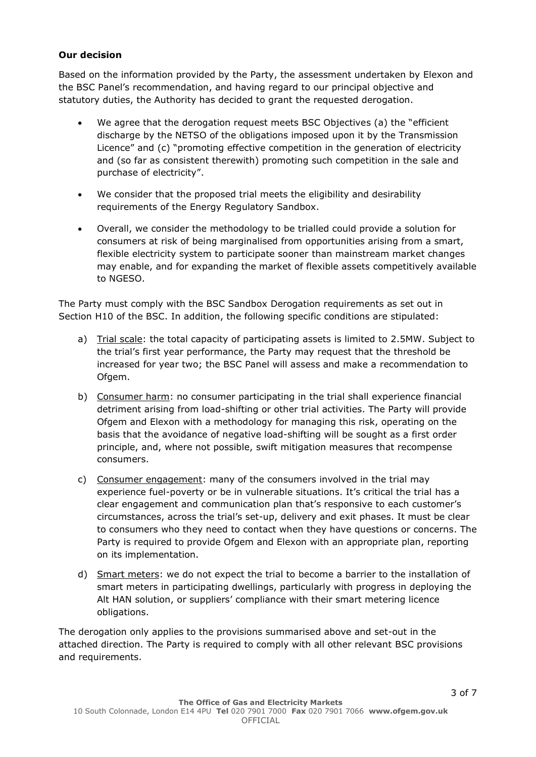**Our decision**

Based on the information provided by the Party, the assessment undertaken by Elexon and the BSC Panel's recommendation, and having regard to our principal objective and statutory duties, the Authority has decided to grant the requested derogation.

- We agree that the derogation request meets BSC Objectives (a) the "efficient discharge by the NETSO of the obligations imposed upon it by the Transmission Licence" and (c) "promoting effective competition in the generation of electricity and (so far as consistent therewith) promoting such competition in the sale and purchase of electricity".
- We consider that the proposed trial meets the eligibility and desirability requirements of the Energy Regulatory Sandbox.
- Overall, we consider the methodology to be trialled could provide a solution for consumers at risk of being marginalised from opportunities arising from a smart, flexible electricity system to participate sooner than mainstream market changes may enable, and for expanding the market of flexible assets competitively available to NGESO.

The Party must comply with the BSC Sandbox Derogation requirements as set out in Section H10 of the BSC. In addition, the following specific conditions are stipulated:

a) Trial scale: the total capacity of participating assets is limited to 2.5MW. Subject to the trial's first year performance, the Party may request that the threshold be increased for year two; the BSC Panel will assess and make a recommendation to Ofgem.

b) Consumer harm: no consumer participating in the trial shall experience financial detriment arising from load-shifting or other trial activities. The Party will provide Ofgem and Elexon with a methodology for managing this risk, operating on the basis that the avoidance of negative load-shifting will be sought as a first order principle, and, where not possible, swift mitigation measures that recompense consumers.

c) Consumer engagement: many of the consumers involved in the trial may experience fuel-poverty or be in vulnerable situations. It's critical the trial has a clear engagement and communication plan that's responsive to each customer's circumstances, across the trial's set-up, delivery and exit phases. It must be clear to consumers who they need to contact when they have questions or concerns. The Party is required to provide Ofgem and Elexon with an appropriate plan, reporting on its implementation.

d) Smart meters: we do not expect the trial to become a barrier to the installation of smart meters in participating dwellings, particularly with progress in deploying the Alt HAN solution, or suppliers' compliance with their smart metering licence obligations.

The derogation only applies to the provisions summarised above and set-out in the attached direction. The Party is required to comply with all other relevant BSC provisions and requirements.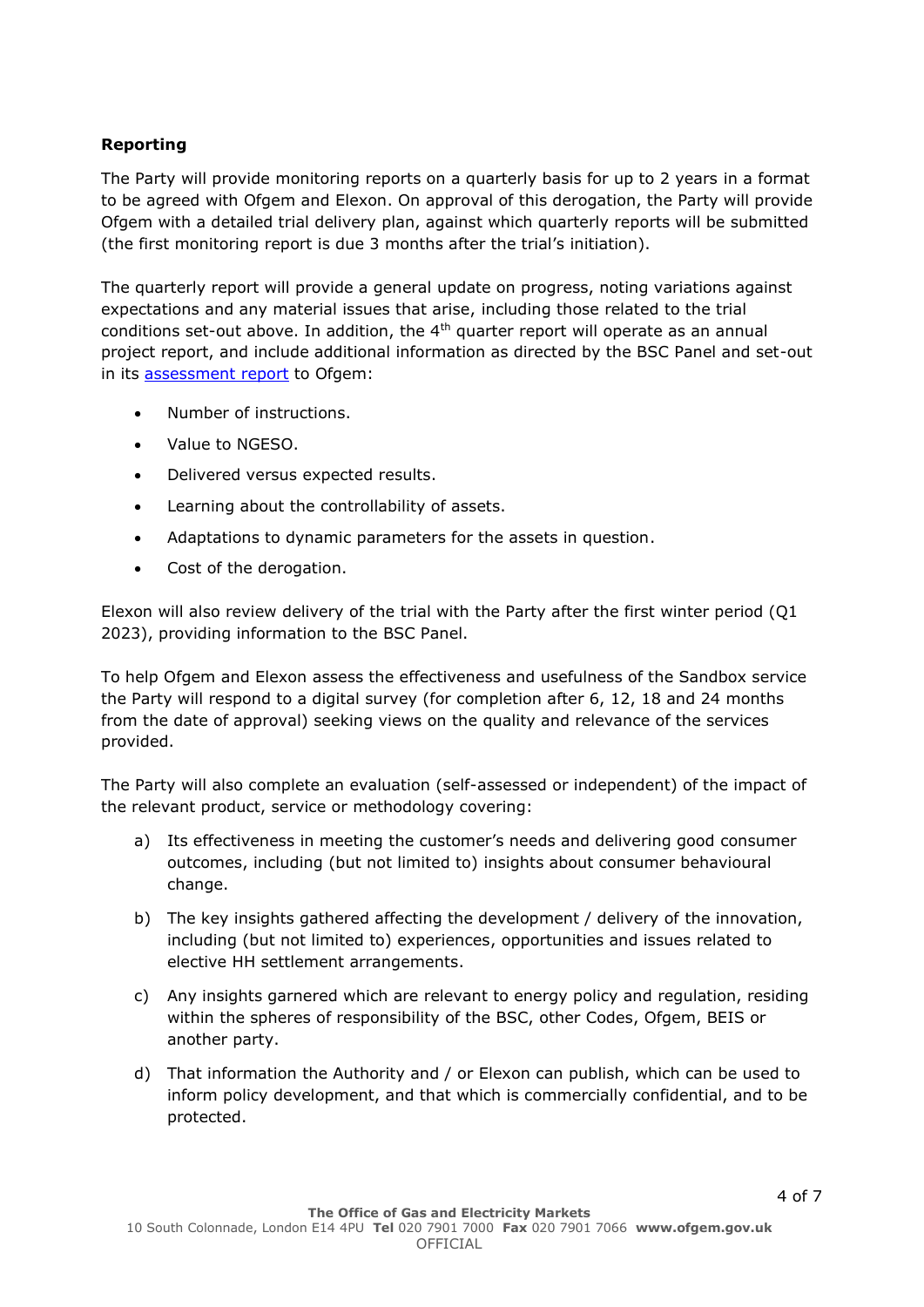**Reporting**

The Party will provide monitoring reports on a quarterly basis for up to 2 years in a format to be agreed with Ofgem and Elexon. On approval of this derogation, the Party will provide Ofgem with a detailed trial delivery plan, against which quarterly reports will be submitted (the first monitoring report is due 3 months after the trial's initiation).

The quarterly report will provide a general update on progress, noting variations against expectations and any material issues that arise, including those related to the trial conditions set-out above. In addition, the 4th quarter report will operate as an annual project report, and include additional information as directed by the BSC Panel and set-out in its [assessment report](#) to Ofgem:

- Number of instructions.
- Value to NGESO.
- Delivered versus expected results.
- Learning about the controllability of assets.
- Adaptations to dynamic parameters for the assets in question.
- Cost of the derogation.

Elexon will also review delivery of the trial with the Party after the first winter period (Q1 2023), providing information to the BSC Panel.

To help Ofgem and Elexon assess the effectiveness and usefulness of the Sandbox service the Party will respond to a digital survey (for completion after 6, 12, 18 and 24 months from the date of approval) seeking views on the quality and relevance of the services provided.

The Party will also complete an evaluation (self-assessed or independent) of the impact of the relevant product, service or methodology covering:

a) Its effectiveness in meeting the customer's needs and delivering good consumer outcomes, including (but not limited to) insights about consumer behavioural change.

b) The key insights gathered affecting the development / delivery of the innovation, including (but not limited to) experiences, opportunities and issues related to elective HH settlement arrangements.

c) Any insights garnered which are relevant to energy policy and regulation, residing within the spheres of responsibility of the BSC, other Codes, Ofgem, BEIS or another party.

d) That information the Authority and / or Elexon can publish, which can be used to inform policy development, and that which is commercially confidential, and to be protected.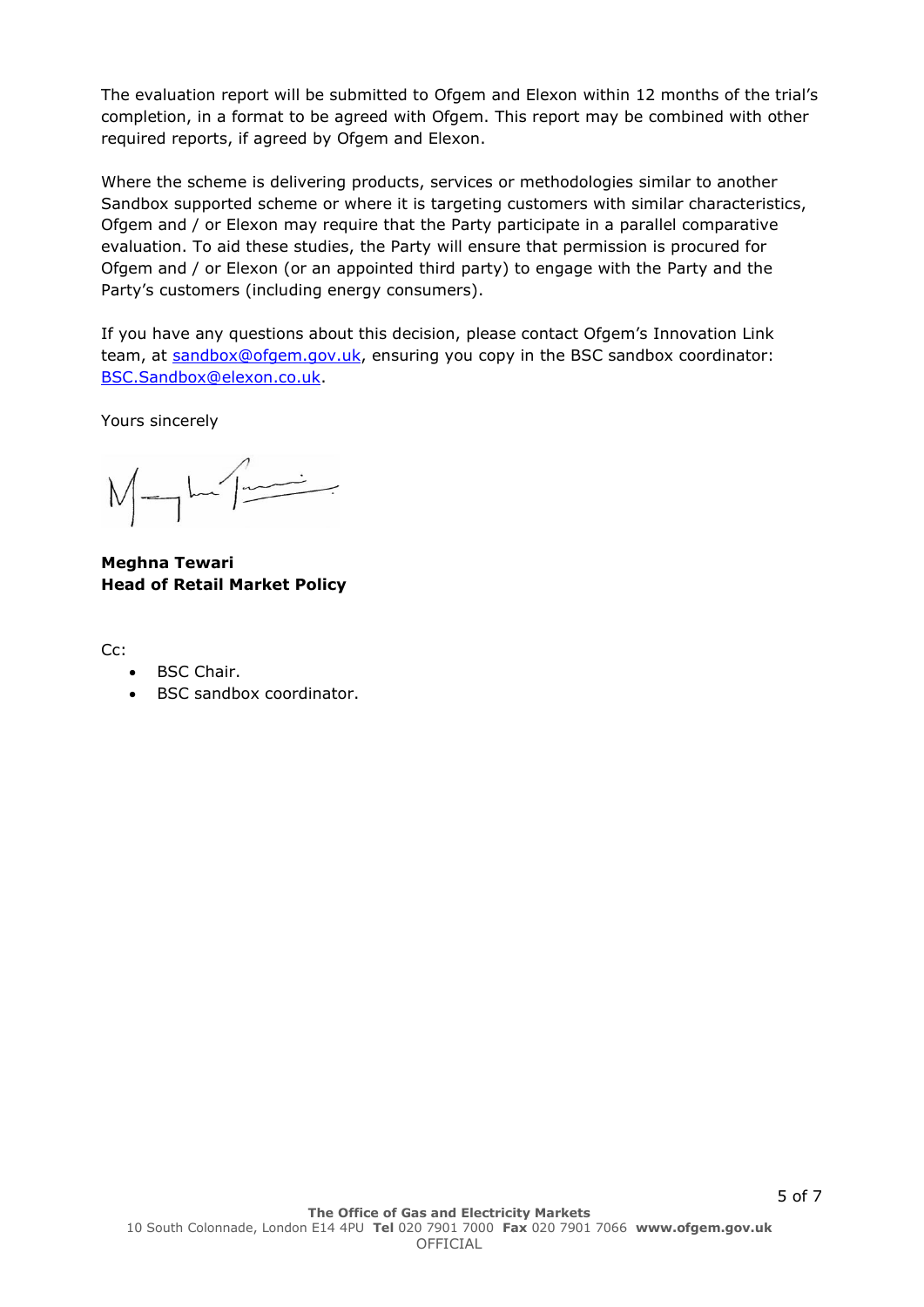The evaluation report will be submitted to Ofgem and Elexon within 12 months of the trial's completion, in a format to be agreed with Ofgem. This report may be combined with other required reports, if agreed by Ofgem and Elexon.

Where the scheme is delivering products, services or methodologies similar to another Sandbox supported scheme or where it is targeting customers with similar characteristics, Ofgem and / or Elexon may require that the Party participate in a parallel comparative evaluation. To aid these studies, the Party will ensure that permission is procured for Ofgem and / or Elexon (or an appointed third party) to engage with the Party and the Party's customers (including energy consumers).

If you have any questions about this decision, please contact Ofgem's Innovation Link team, at sandbox@ofgem.gov.uk, ensuring you copy in the BSC sandbox coordinator: BSC.Sandbox@elexon.co.uk.

Yours sincerely

**Meghna Tewari**
**Head of Retail Market Policy**

Cc:

- BSC Chair.
- BSC sandbox coordinator.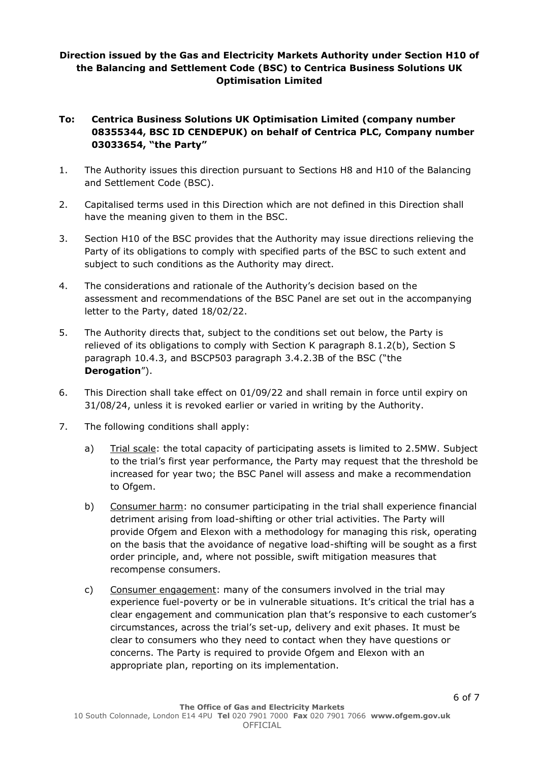**Direction issued by the Gas and Electricity Markets Authority under Section H10 of the Balancing and Settlement Code (BSC) to Centrica Business Solutions UK Optimisation Limited**

**To: Centrica Business Solutions UK Optimisation Limited (company number 08355344, BSC ID CENDEPUK) on behalf of Centrica PLC, Company number 03033654, "the Party"**

1. The Authority issues this direction pursuant to Sections H8 and H10 of the Balancing and Settlement Code (BSC).

2. Capitalised terms used in this Direction which are not defined in this Direction shall have the meaning given to them in the BSC.

3. Section H10 of the BSC provides that the Authority may issue directions relieving the Party of its obligations to comply with specified parts of the BSC to such extent and subject to such conditions as the Authority may direct.

4. The considerations and rationale of the Authority's decision based on the assessment and recommendations of the BSC Panel are set out in the accompanying letter to the Party, dated 18/02/22.

5. The Authority directs that, subject to the conditions set out below, the Party is relieved of its obligations to comply with Section K paragraph 8.1.2(b), Section S paragraph 10.4.3, and BSCP503 paragraph 3.4.2.3B of the BSC ("the **Derogation**").

6. This Direction shall take effect on 01/09/22 and shall remain in force until expiry on 31/08/24, unless it is revoked earlier or varied in writing by the Authority.

7. The following conditions shall apply:

   a) Trial scale: the total capacity of participating assets is limited to 2.5MW. Subject to the trial's first year performance, the Party may request that the threshold be increased for year two; the BSC Panel will assess and make a recommendation to Ofgem.

   b) Consumer harm: no consumer participating in the trial shall experience financial detriment arising from load-shifting or other trial activities. The Party will provide Ofgem and Elexon with a methodology for managing this risk, operating on the basis that the avoidance of negative load-shifting will be sought as a first order principle, and, where not possible, swift mitigation measures that recompense consumers.

   c) Consumer engagement: many of the consumers involved in the trial may experience fuel-poverty or be in vulnerable situations. It's critical the trial has a clear engagement and communication plan that's responsive to each customer's circumstances, across the trial's set-up, delivery and exit phases. It must be clear to consumers who they need to contact when they have questions or concerns. The Party is required to provide Ofgem and Elexon with an appropriate plan, reporting on its implementation.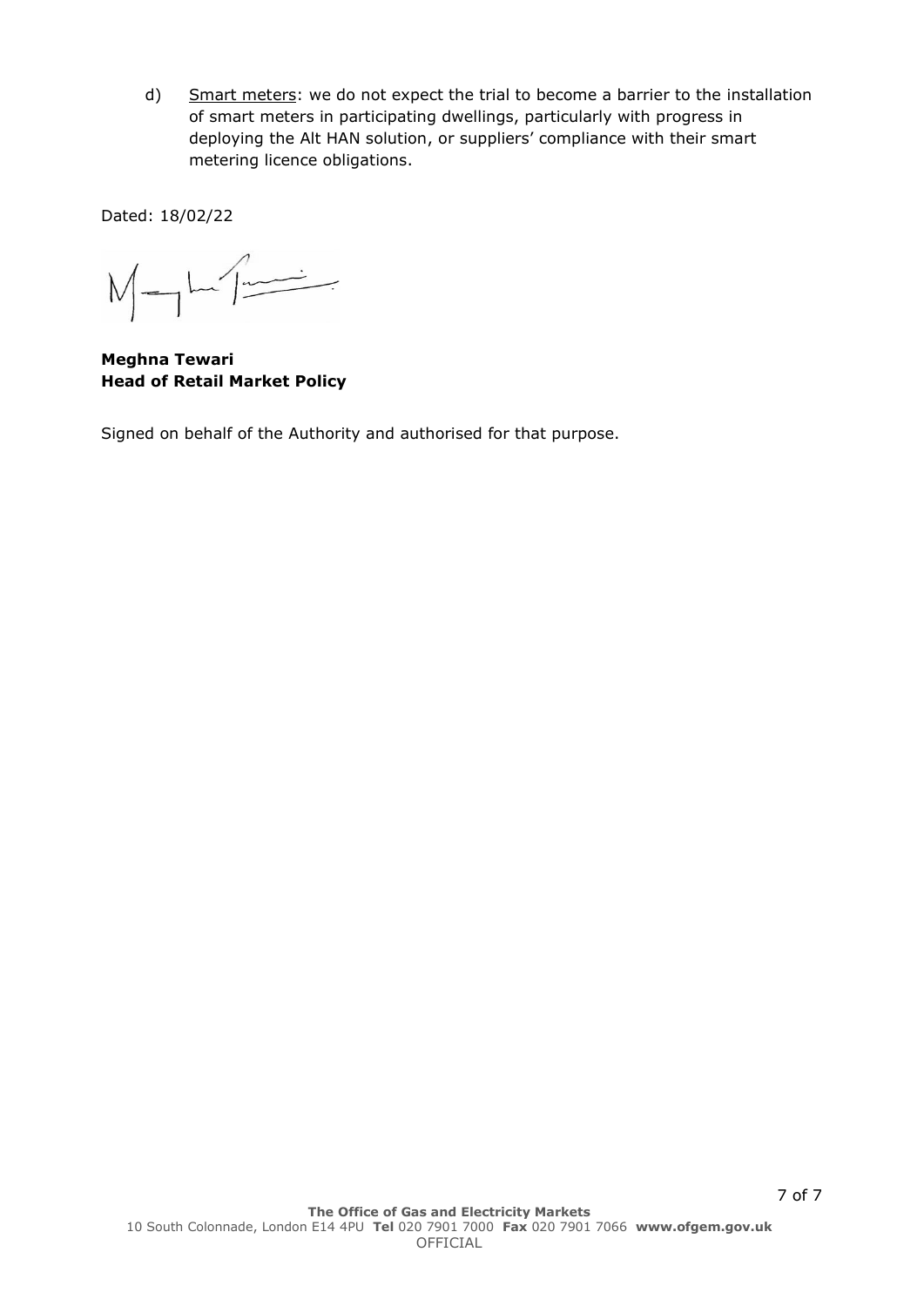d) <u>Smart meters</u>: we do not expect the trial to become a barrier to the installation of smart meters in participating dwellings, particularly with progress in deploying the Alt HAN solution, or suppliers' compliance with their smart metering licence obligations.

Dated: 18/02/22

**Meghna Tewari**
**Head of Retail Market Policy**

Signed on behalf of the Authority and authorised for that purpose.